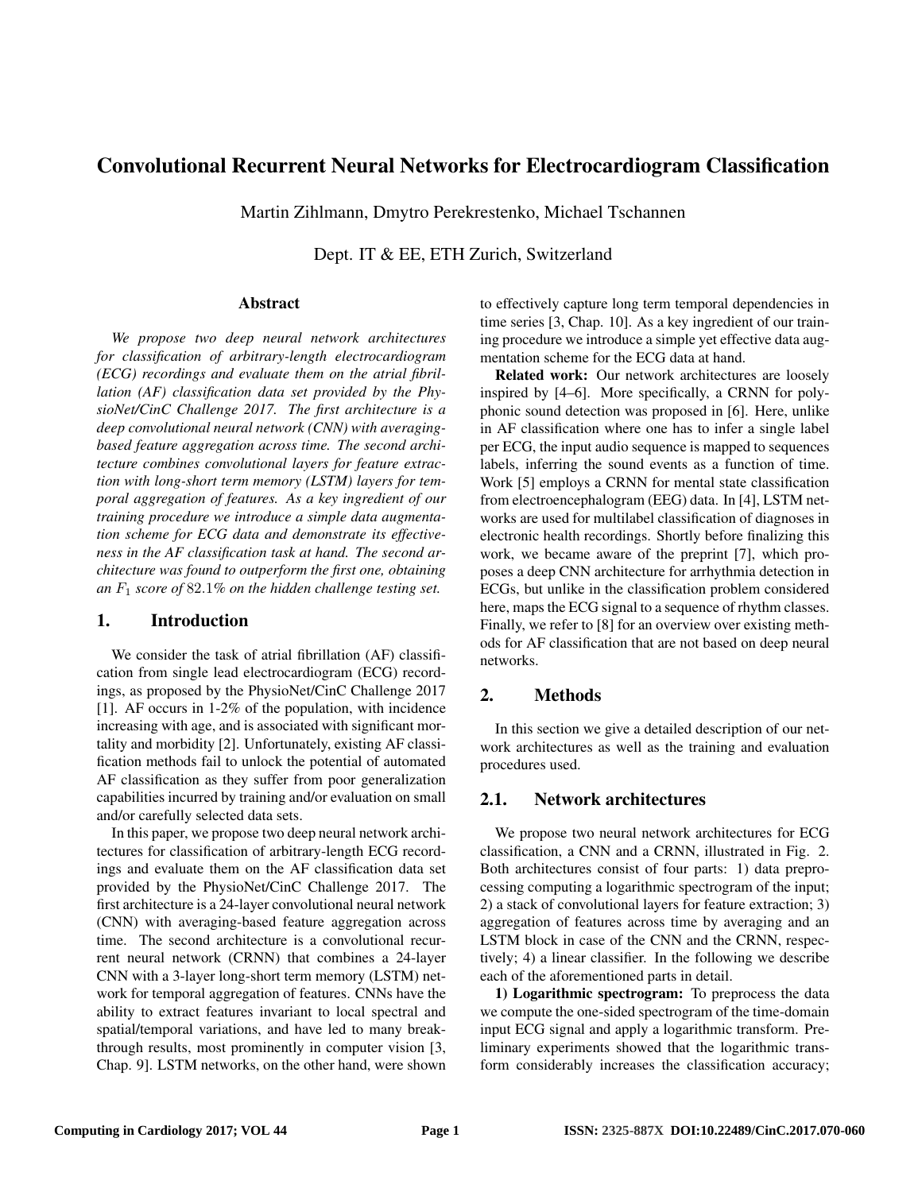# Convolutional Recurrent Neural Networks for Electrocardiogram Classification

Martin Zihlmann, Dmytro Perekrestenko, Michael Tschannen

Dept. IT & EE, ETH Zurich, Switzerland

## Abstract

*We propose two deep neural network architectures for classification of arbitrary-length electrocardiogram (ECG) recordings and evaluate them on the atrial fibrillation (AF) classification data set provided by the PhysioNet/CinC Challenge 2017. The first architecture is a deep convolutional neural network (CNN) with averaging-based feature aggregation across time. The second architecture combines convolutional layers for feature extraction with long-short term memory (LSTM) layers for temporal aggregation of features. As a key ingredient of our training procedure we introduce a simple data augmentation scheme for ECG data and demonstrate its effectiveness in the AF classification task at hand. The second architecture was found to outperform the first one, obtaining an $F_1$ score of 82.1% on the hidden challenge testing set.*

## 1. Introduction

We consider the task of atrial fibrillation (AF) classification from single lead electrocardiogram (ECG) recordings, as proposed by the PhysioNet/CinC Challenge 2017 [1]. AF occurs in 1-2% of the population, with incidence increasing with age, and is associated with significant mortality and morbidity [2]. Unfortunately, existing AF classification methods fail to unlock the potential of automated AF classification as they suffer from poor generalization capabilities incurred by training and/or evaluation on small and/or carefully selected data sets.

In this paper, we propose two deep neural network architectures for classification of arbitrary-length ECG recordings and evaluate them on the AF classification data set provided by the PhysioNet/CinC Challenge 2017. The first architecture is a 24-layer convolutional neural network (CNN) with averaging-based feature aggregation across time. The second architecture is a convolutional recurrent neural network (CRNN) that combines a 24-layer CNN with a 3-layer long-short term memory (LSTM) network for temporal aggregation of features. CNNs have the ability to extract features invariant to local spectral and spatial/temporal variations, and have led to many breakthrough results, most prominently in computer vision [3, Chap. 9]. LSTM networks, on the other hand, were shown to effectively capture long term temporal dependencies in time series [3, Chap. 10]. As a key ingredient of our training procedure we introduce a simple yet effective data augmentation scheme for the ECG data at hand.

**Related work:** Our network architectures are loosely inspired by [4–6]. More specifically, a CRNN for polyphonic sound detection was proposed in [6]. Here, unlike in AF classification where one has to infer a single label per ECG, the input audio sequence is mapped to sequences labels, inferring the sound events as a function of time. Work [5] employs a CRNN for mental state classification from electroencephalogram (EEG) data. In [4], LSTM networks are used for multilabel classification of diagnoses in electronic health recordings. Shortly before finalizing this work, we became aware of the preprint [7], which proposes a deep CNN architecture for arrhythmia detection in ECGs, but unlike in the classification problem considered here, maps the ECG signal to a sequence of rhythm classes. Finally, we refer to [8] for an overview over existing methods for AF classification that are not based on deep neural networks.

## 2. Methods

In this section we give a detailed description of our network architectures as well as the training and evaluation procedures used.

### 2.1. Network architectures

We propose two neural network architectures for ECG classification, a CNN and a CRNN, illustrated in Fig. 2. Both architectures consist of four parts: 1) data preprocessing computing a logarithmic spectrogram of the input; 2) a stack of convolutional layers for feature extraction; 3) aggregation of features across time by averaging and an LSTM block in case of the CNN and the CRNN, respectively; 4) a linear classifier. In the following we describe each of the aforementioned parts in detail.

**1) Logarithmic spectrogram:** To preprocess the data we compute the one-sided spectrogram of the time-domain input ECG signal and apply a logarithmic transform. Preliminary experiments showed that the logarithmic transform considerably increases the classification accuracy;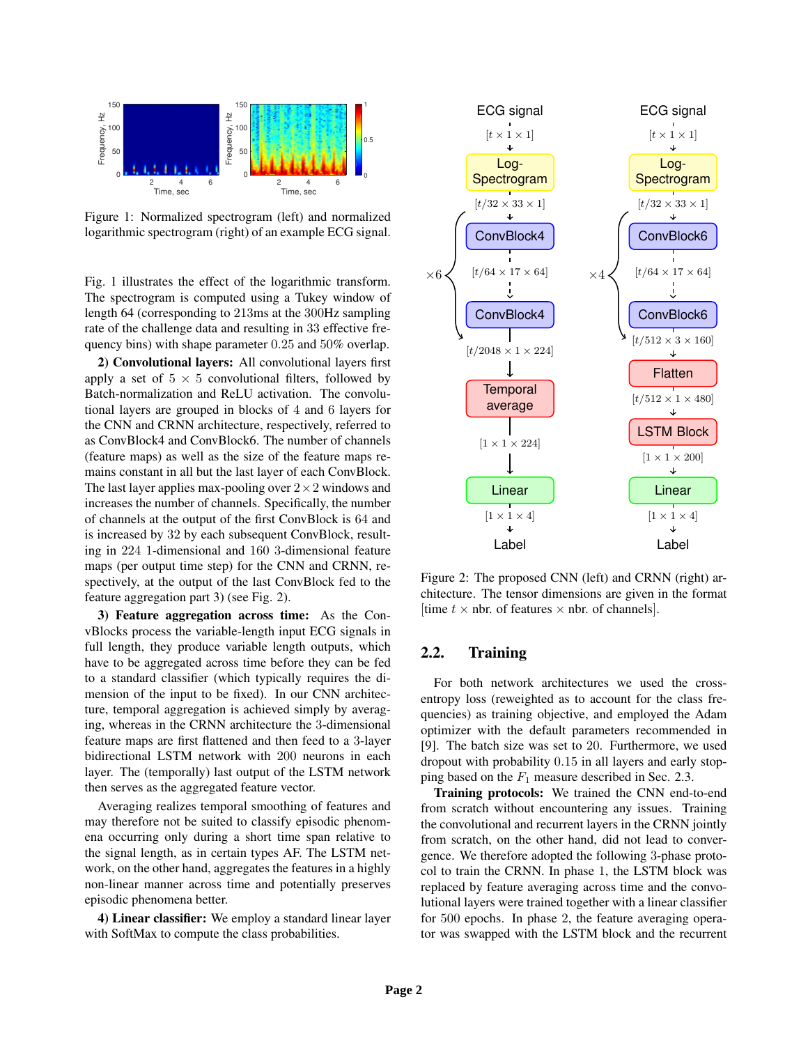Figure 1: Normalized spectrogram (left) and normalized logarithmic spectrogram (right) of an example ECG signal.

Fig. 1 illustrates the effect of the logarithmic transform. The spectrogram is computed using a Tukey window of length 64 (corresponding to 213ms at the 300Hz sampling rate of the challenge data and resulting in 33 effective frequency bins) with shape parameter 0.25 and 50% overlap.

**2) Convolutional layers:** All convolutional layers first apply a set of $5 \times 5$ convolutional filters, followed by Batch-normalization and ReLU activation. The convolutional layers are grouped in blocks of 4 and 6 layers for the CNN and CRNN architecture, respectively, referred to as ConvBlock4 and ConvBlock6. The number of channels (feature maps) as well as the size of the feature maps remains constant in all but the last layer of each ConvBlock. The last layer applies max-pooling over $2 \times 2$ windows and increases the number of channels. Specifically, the number of channels at the output of the first ConvBlock is 64 and is increased by 32 by each subsequent ConvBlock, resulting in 224 1-dimensional and 160 3-dimensional feature maps (per output time step) for the CNN and CRNN, respectively, at the output of the last ConvBlock fed to the feature aggregation part 3) (see Fig. 2).

**3) Feature aggregation across time:** As the ConvBlocks process the variable-length input ECG signals in full length, they produce variable length outputs, which have to be aggregated across time before they can be fed to a standard classifier (which typically requires the dimension of the input to be fixed). In our CNN architecture, temporal aggregation is achieved simply by averaging, whereas in the CRNN architecture the 3-dimensional feature maps are first flattened and then feed to a 3-layer bidirectional LSTM network with 200 neurons in each layer. The (temporally) last output of the LSTM network then serves as the aggregated feature vector.

Averaging realizes temporal smoothing of features and may therefore not be suited to classify episodic phenomena occurring only during a short time span relative to the signal length, as in certain types AF. The LSTM network, on the other hand, aggregates the features in a highly non-linear manner across time and potentially preserves episodic phenomena better.

**4) Linear classifier:** We employ a standard linear layer with SoftMax to compute the class probabilities.

Figure 2: The proposed CNN (left) and CRNN (right) architecture. The tensor dimensions are given in the format [time $t$ $\times$ nbr. of features $\times$ nbr. of channels].

## 2.2. Training

For both network architectures we used the cross-entropy loss (reweighted as to account for the class frequencies) as training objective, and employed the Adam optimizer with the default parameters recommended in [9]. The batch size was set to 20. Furthermore, we used dropout with probability 0.15 in all layers and early stopping based on the $F_1$ measure described in Sec. 2.3.

**Training protocols:** We trained the CNN end-to-end from scratch without encountering any issues. Training the convolutional and recurrent layers in the CRNN jointly from scratch, on the other hand, did not lead to convergence. We therefore adopted the following 3-phase protocol to train the CRNN. In phase 1, the LSTM block was replaced by feature averaging across time and the convolutional layers were trained together with a linear classifier for 500 epochs. In phase 2, the feature averaging operator was swapped with the LSTM block and the recurrent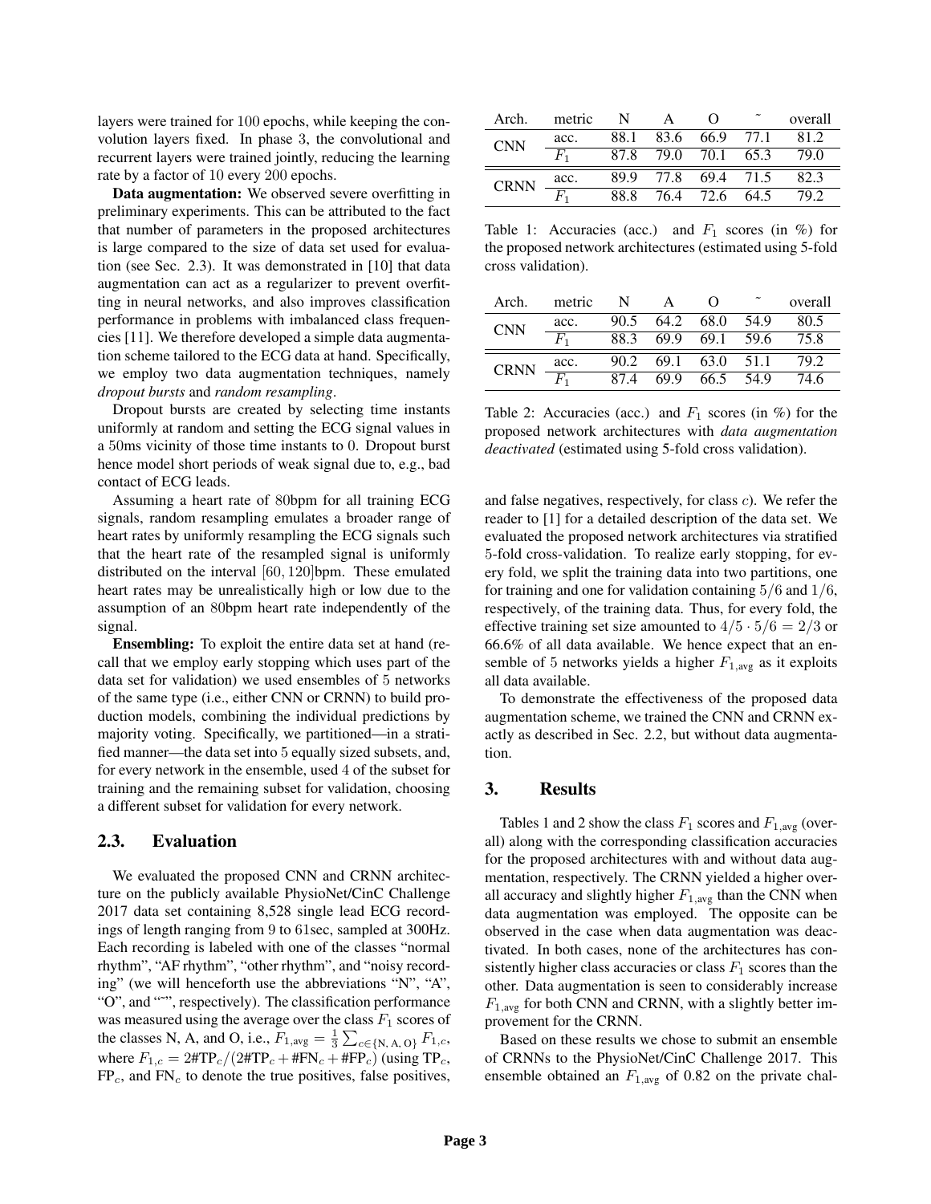layers were trained for 100 epochs, while keeping the convolution layers fixed. In phase 3, the convolutional and recurrent layers were trained jointly, reducing the learning rate by a factor of 10 every 200 epochs.

**Data augmentation:** We observed severe overfitting in preliminary experiments. This can be attributed to the fact that number of parameters in the proposed architectures is large compared to the size of data set used for evaluation (see Sec. 2.3). It was demonstrated in [10] that data augmentation can act as a regularizer to prevent overfitting in neural networks, and also improves classification performance in problems with imbalanced class frequencies [11]. We therefore developed a simple data augmentation scheme tailored to the ECG data at hand. Specifically, we employ two data augmentation techniques, namely *dropout bursts* and *random resampling*.

Dropout bursts are created by selecting time instants uniformly at random and setting the ECG signal values in a 50ms vicinity of those time instants to 0. Dropout burst hence model short periods of weak signal due to, e.g., bad contact of ECG leads.

Assuming a heart rate of 80bpm for all training ECG signals, random resampling emulates a broader range of heart rates by uniformly resampling the ECG signals such that the heart rate of the resampled signal is uniformly distributed on the interval $[60, 120]$bpm. These emulated heart rates may be unrealistically high or low due to the assumption of an 80bpm heart rate independently of the signal.

**Ensembling:** To exploit the entire data set at hand (recall that we employ early stopping which uses part of the data set for validation) we used ensembles of 5 networks of the same type (i.e., either CNN or CRNN) to build production models, combining the individual predictions by majority voting. Specifically, we partitioned—in a stratified manner—the data set into 5 equally sized subsets, and, for every network in the ensemble, used 4 of the subset for training and the remaining subset for validation, choosing a different subset for validation for every network.

## 2.3. Evaluation

We evaluated the proposed CNN and CRNN architecture on the publicly available PhysioNet/CinC Challenge 2017 data set containing 8,528 single lead ECG recordings of length ranging from 9 to 61sec, sampled at 300Hz. Each recording is labeled with one of the classes "normal rhythm", "AF rhythm", "other rhythm", and "noisy recording" (we will henceforth use the abbreviations "N", "A", "O", and "~", respectively). The classification performance was measured using the average over the class $F_1$ scores of the classes N, A, and O, i.e., $F_{1,\text{avg}} = \frac{1}{3}\sum_{c\in\{\text{N, A, O}\}} F_{1,c}$, where $F_{1,c} = 2\#\text{TP}_c/(2\#\text{TP}_c + \#\text{FN}_c + \#\text{FP}_c)$ (using $\text{TP}_c$, $\text{FP}_c$, and $\text{FN}_c$ to denote the true positives, false positives, and false negatives, respectively, for class $c$). We refer the reader to [1] for a detailed description of the data set. We evaluated the proposed network architectures via stratified 5-fold cross-validation. To realize early stopping, for every fold, we split the training data into two partitions, one for training and one for validation containing $5/6$ and $1/6$, respectively, of the training data. Thus, for every fold, the effective training set size amounted to $4/5 \cdot 5/6 = 2/3$ or 66.6% of all data available. We hence expect that an ensemble of 5 networks yields a higher $F_{1,\text{avg}}$ as it exploits all data available.

To demonstrate the effectiveness of the proposed data augmentation scheme, we trained the CNN and CRNN exactly as described in Sec. 2.2, but without data augmentation.

| Arch. | metric | N | A | O | ~ | overall |
|---|---|---|---|---|---|---|
| CNN | acc. | 88.1 | 83.6 | 66.9 | 77.1 | 81.2 |
| | $F_1$ | 87.8 | 79.0 | 70.1 | 65.3 | 79.0 |
| CRNN | acc. | 89.9 | 77.8 | 69.4 | 71.5 | 82.3 |
| | $F_1$ | 88.8 | 76.4 | 72.6 | 64.5 | 79.2 |

Table 1: Accuracies (acc.) and $F_1$ scores (in %) for the proposed network architectures (estimated using 5-fold cross validation).

| Arch. | metric | N | A | O | ~ | overall |
|---|---|---|---|---|---|---|
| CNN | acc. | 90.5 | 64.2 | 68.0 | 54.9 | 80.5 |
| | $F_1$ | 88.3 | 69.9 | 69.1 | 59.6 | 75.8 |
| CRNN | acc. | 90.2 | 69.1 | 63.0 | 51.1 | 79.2 |
| | $F_1$ | 87.4 | 69.9 | 66.5 | 54.9 | 74.6 |

Table 2: Accuracies (acc.) and $F_1$ scores (in %) for the proposed network architectures with *data augmentation deactivated* (estimated using 5-fold cross validation).

## 3. Results

Tables 1 and 2 show the class $F_1$ scores and $F_{1,\text{avg}}$ (overall) along with the corresponding classification accuracies for the proposed architectures with and without data augmentation, respectively. The CRNN yielded a higher overall accuracy and slightly higher $F_{1,\text{avg}}$ than the CNN when data augmentation was employed. The opposite can be observed in the case when data augmentation was deactivated. In both cases, none of the architectures has consistently higher class accuracies or class $F_1$ scores than the other. Data augmentation is seen to considerably increase $F_{1,\text{avg}}$ for both CNN and CRNN, with a slightly better improvement for the CRNN.

Based on these results we chose to submit an ensemble of CRNNs to the PhysioNet/CinC Challenge 2017. This ensemble obtained an $F_{1,\text{avg}}$ of 0.82 on the private chal-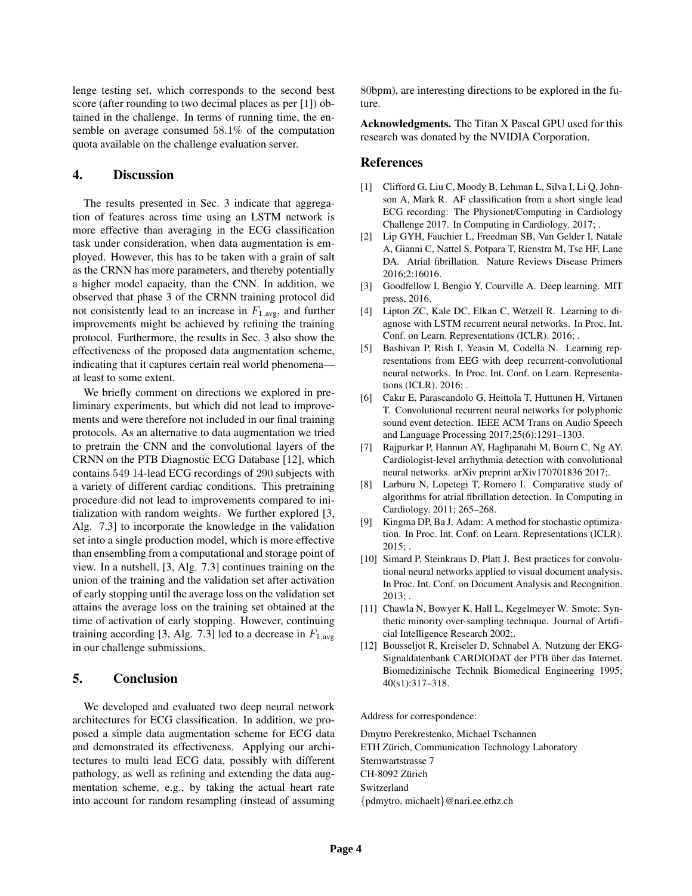lenge testing set, which corresponds to the second best score (after rounding to two decimal places as per [1]) obtained in the challenge. In terms of running time, the ensemble on average consumed 58.1% of the computation quota available on the challenge evaluation server.

## 4. Discussion

The results presented in Sec. 3 indicate that aggregation of features across time using an LSTM network is more effective than averaging in the ECG classification task under consideration, when data augmentation is employed. However, this has to be taken with a grain of salt as the CRNN has more parameters, and thereby potentially a higher model capacity, than the CNN. In addition, we observed that phase 3 of the CRNN training protocol did not consistently lead to an increase in $F_{1,\text{avg}}$, and further improvements might be achieved by refining the training protocol. Furthermore, the results in Sec. 3 also show the effectiveness of the proposed data augmentation scheme, indicating that it captures certain real world phenomena—at least to some extent.

We briefly comment on directions we explored in preliminary experiments, but which did not lead to improvements and were therefore not included in our final training protocols. As an alternative to data augmentation we tried to pretrain the CNN and the convolutional layers of the CRNN on the PTB Diagnostic ECG Database [12], which contains 549 14-lead ECG recordings of 290 subjects with a variety of different cardiac conditions. This pretraining procedure did not lead to improvements compared to initialization with random weights. We further explored [3, Alg. 7.3] to incorporate the knowledge in the validation set into a single production model, which is more effective than ensembling from a computational and storage point of view. In a nutshell, [3, Alg. 7.3] continues training on the union of the training and the validation set after activation of early stopping until the average loss on the validation set attains the average loss on the training set obtained at the time of activation of early stopping. However, continuing training according [3, Alg. 7.3] led to a decrease in $F_{1,\text{avg}}$ in our challenge submissions.

## 5. Conclusion

We developed and evaluated two deep neural network architectures for ECG classification. In addition, we proposed a simple data augmentation scheme for ECG data and demonstrated its effectiveness. Applying our architectures to multi lead ECG data, possibly with different pathology, as well as refining and extending the data augmentation scheme, e.g., by taking the actual heart rate into account for random resampling (instead of assuming 80bpm), are interesting directions to be explored in the future.

**Acknowledgments.** The Titan X Pascal GPU used for this research was donated by the NVIDIA Corporation.

## References

[1] Clifford G, Liu C, Moody B, Lehman L, Silva I, Li Q, Johnson A, Mark R. AF classification from a short single lead ECG recording: The Physionet/Computing in Cardiology Challenge 2017. In Computing in Cardiology. 2017; .

[2] Lip GYH, Fauchier L, Freedman SB, Van Gelder I, Natale A, Gianni C, Nattel S, Potpara T, Rienstra M, Tse HF, Lane DA. Atrial fibrillation. Nature Reviews Disease Primers 2016;2:16016.

[3] Goodfellow I, Bengio Y, Courville A. Deep learning. MIT press, 2016.

[4] Lipton ZC, Kale DC, Elkan C, Wetzell R. Learning to diagnose with LSTM recurrent neural networks. In Proc. Int. Conf. on Learn. Representations (ICLR). 2016; .

[5] Bashivan P, Rish I, Yeasin M, Codella N. Learning representations from EEG with deep recurrent-convolutional neural networks. In Proc. Int. Conf. on Learn. Representations (ICLR). 2016; .

[6] Cakır E, Parascandolo G, Heittola T, Huttunen H, Virtanen T. Convolutional recurrent neural networks for polyphonic sound event detection. IEEE ACM Trans on Audio Speech and Language Processing 2017;25(6):1291–1303.

[7] Rajpurkar P, Hannun AY, Haghpanahi M, Bourn C, Ng AY. Cardiologist-level arrhythmia detection with convolutional neural networks. arXiv preprint arXiv170701836 2017;.

[8] Larburu N, Lopetegi T, Romero I. Comparative study of algorithms for atrial fibrillation detection. In Computing in Cardiology. 2011; 265–268.

[9] Kingma DP, Ba J. Adam: A method for stochastic optimization. In Proc. Int. Conf. on Learn. Representations (ICLR). 2015; .

[10] Simard P, Steinkraus D, Platt J. Best practices for convolutional neural networks applied to visual document analysis. In Proc. Int. Conf. on Document Analysis and Recognition. 2013; .

[11] Chawla N, Bowyer K, Hall L, Kegelmeyer W. Smote: Synthetic minority over-sampling technique. Journal of Artificial Intelligence Research 2002;.

[12] Bousseljot R, Kreiseler D, Schnabel A. Nutzung der EKG-Signaldatenbank CARDIODAT der PTB über das Internet. Biomedizinische Technik Biomedical Engineering 1995; 40(s1):317–318.

Address for correspondence:

Dmytro Perekrestenko, Michael Tschannen
ETH Zürich, Communication Technology Laboratory
Sternwartstrasse 7
CH-8092 Zürich
Switzerland
{pdmytro, michaelt}@nari.ee.ethz.ch